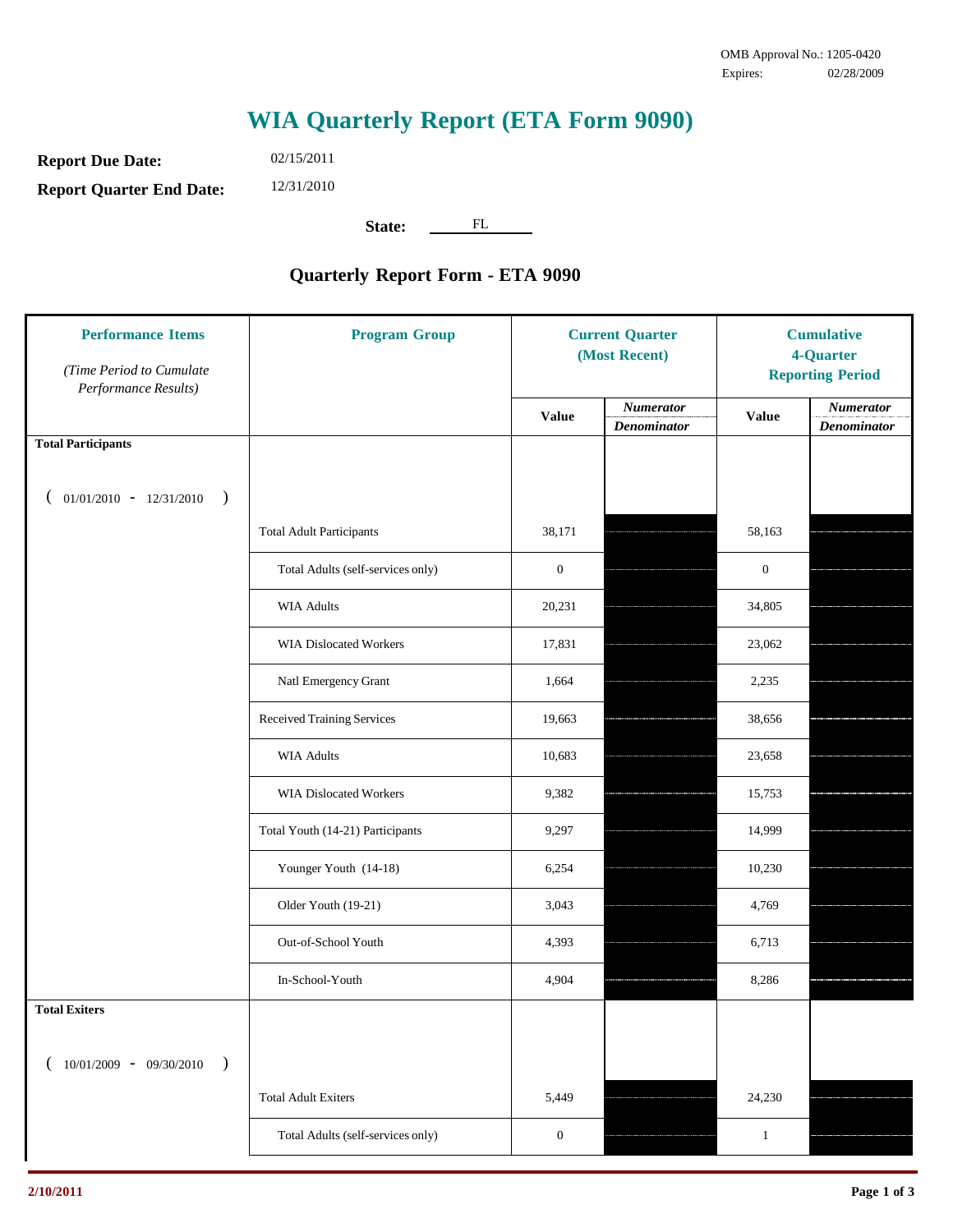OMB Approval No.: 1205-0420
Expires: 02/28/2009

# WIA Quarterly Report (ETA Form 9090)

**Report Due Date:** 02/15/2011

**Report Quarter End Date:** 12/31/2010

**State:** FL

## Quarterly Report Form - ETA 9090

| Performance Items *(Time Period to Cumulate Performance Results)* | Program Group | Current Quarter (Most Recent) | | Cumulative 4-Quarter Reporting Period | |
|---|---|---|---|---|---|
| | | Value | *Numerator* / *Denominator* | Value | *Numerator* / *Denominator* |
| **Total Participants** ( 01/01/2010 - 12/31/2010 ) | | | | | |
| | Total Adult Participants | 38,171 | | 58,163 | |
| | Total Adults (self-services only) | 0 | | 0 | |
| | WIA Adults | 20,231 | | 34,805 | |
| | WIA Dislocated Workers | 17,831 | | 23,062 | |
| | Natl Emergency Grant | 1,664 | | 2,235 | |
| | Received Training Services | 19,663 | | 38,656 | |
| | WIA Adults | 10,683 | | 23,658 | |
| | WIA Dislocated Workers | 9,382 | | 15,753 | |
| | Total Youth (14-21) Participants | 9,297 | | 14,999 | |
| | Younger Youth (14-18) | 6,254 | | 10,230 | |
| | Older Youth (19-21) | 3,043 | | 4,769 | |
| | Out-of-School Youth | 4,393 | | 6,713 | |
| | In-School-Youth | 4,904 | | 8,286 | |
| **Total Exiters** ( 10/01/2009 - 09/30/2010 ) | | | | | |
| | Total Adult Exiters | 5,449 | | 24,230 | |
| | Total Adults (self-services only) | 0 | | 1 | |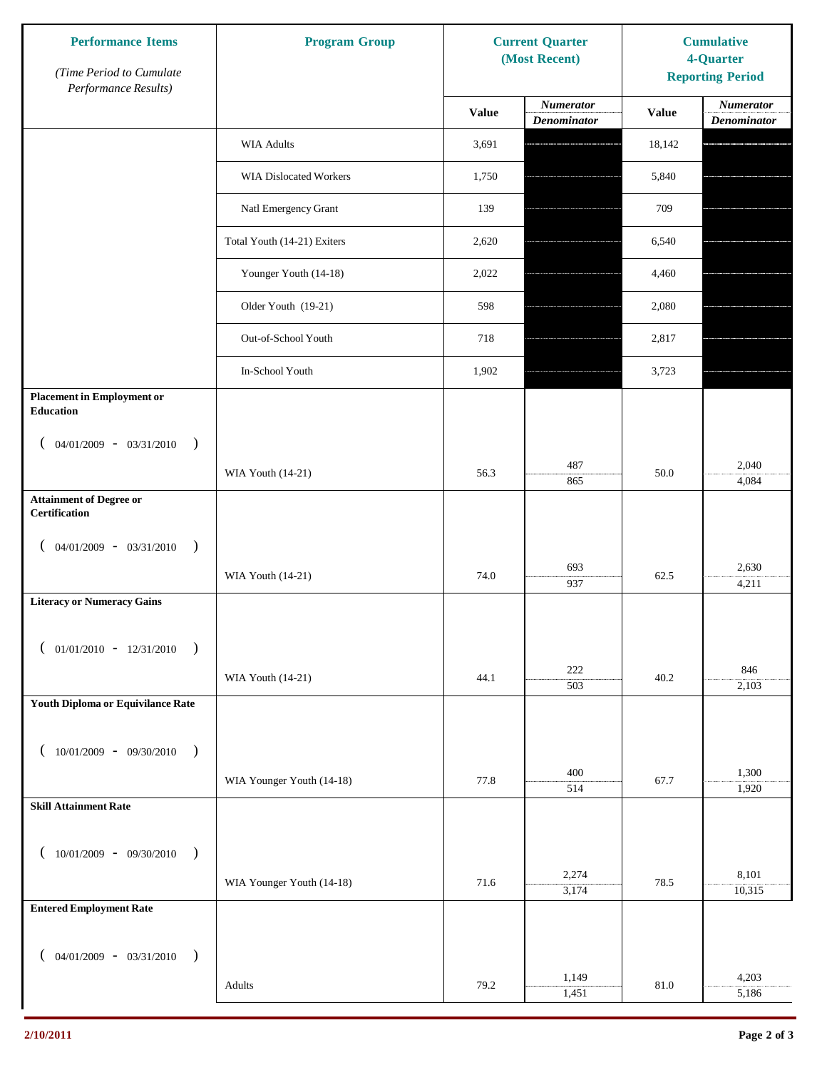| Performance Items *(Time Period to Cumulate Performance Results)* | Program Group | Current Quarter (Most Recent) | | Cumulative 4-Quarter Reporting Period | |
|---|---|---|---|---|---|
| | | Value | *Numerator* / *Denominator* | Value | *Numerator* / *Denominator* |
| | WIA Adults | 3,691 | | 18,142 | |
| | WIA Dislocated Workers | 1,750 | | 5,840 | |
| | Natl Emergency Grant | 139 | | 709 | |
| | Total Youth (14-21) Exiters | 2,620 | | 6,540 | |
| | Younger Youth (14-18) | 2,022 | | 4,460 | |
| | Older Youth (19-21) | 598 | | 2,080 | |
| | Out-of-School Youth | 718 | | 2,817 | |
| | In-School Youth | 1,902 | | 3,723 | |
| **Placement in Employment or Education** ( 04/01/2009 - 03/31/2010 ) | WIA Youth (14-21) | 56.3 | 487 / 865 | 50.0 | 2,040 / 4,084 |
| **Attainment of Degree or Certification** ( 04/01/2009 - 03/31/2010 ) | WIA Youth (14-21) | 74.0 | 693 / 937 | 62.5 | 2,630 / 4,211 |
| **Literacy or Numeracy Gains** ( 01/01/2010 - 12/31/2010 ) | WIA Youth (14-21) | 44.1 | 222 / 503 | 40.2 | 846 / 2,103 |
| **Youth Diploma or Equivilance Rate** ( 10/01/2009 - 09/30/2010 ) | WIA Younger Youth (14-18) | 77.8 | 400 / 514 | 67.7 | 1,300 / 1,920 |
| **Skill Attainment Rate** ( 10/01/2009 - 09/30/2010 ) | WIA Younger Youth (14-18) | 71.6 | 2,274 / 3,174 | 78.5 | 8,101 / 10,315 |
| **Entered Employment Rate** ( 04/01/2009 - 03/31/2010 ) | Adults | 79.2 | 1,149 / 1,451 | 81.0 | 4,203 / 5,186 |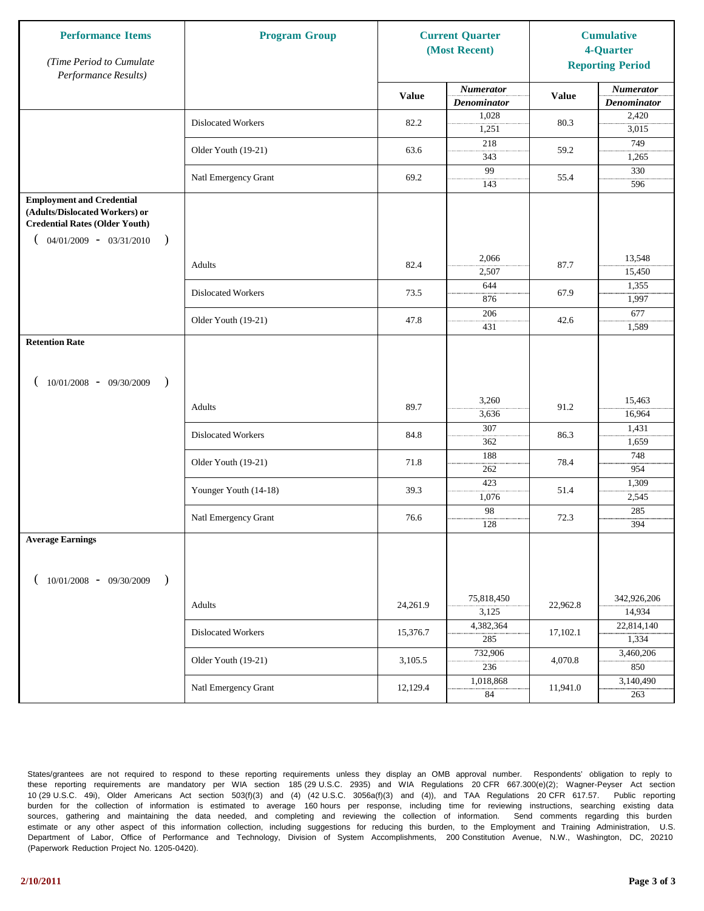| Performance Items *(Time Period to Cumulate Performance Results)* | Program Group | Current Quarter (Most Recent) | | Cumulative 4-Quarter Reporting Period | |
|---|---|---|---|---|---|
| | | Value | *Numerator* / *Denominator* | Value | *Numerator* / *Denominator* |
| | Dislocated Workers | 82.2 | 1,028 / 1,251 | 80.3 | 2,420 / 3,015 |
| | Older Youth (19-21) | 63.6 | 218 / 343 | 59.2 | 749 / 1,265 |
| | Natl Emergency Grant | 69.2 | 99 / 143 | 55.4 | 330 / 596 |
| **Employment and Credential (Adults/Dislocated Workers) or Credential Rates (Older Youth)** ( 04/01/2009 - 03/31/2010 ) | Adults | 82.4 | 2,066 / 2,507 | 87.7 | 13,548 / 15,450 |
| | Dislocated Workers | 73.5 | 644 / 876 | 67.9 | 1,355 / 1,997 |
| | Older Youth (19-21) | 47.8 | 206 / 431 | 42.6 | 677 / 1,589 |
| **Retention Rate** ( 10/01/2008 - 09/30/2009 ) | Adults | 89.7 | 3,260 / 3,636 | 91.2 | 15,463 / 16,964 |
| | Dislocated Workers | 84.8 | 307 / 362 | 86.3 | 1,431 / 1,659 |
| | Older Youth (19-21) | 71.8 | 188 / 262 | 78.4 | 748 / 954 |
| | Younger Youth (14-18) | 39.3 | 423 / 1,076 | 51.4 | 1,309 / 2,545 |
| | Natl Emergency Grant | 76.6 | 98 / 128 | 72.3 | 285 / 394 |
| **Average Earnings** ( 10/01/2008 - 09/30/2009 ) | Adults | 24,261.9 | 75,818,450 / 3,125 | 22,962.8 | 342,926,206 / 14,934 |
| | Dislocated Workers | 15,376.7 | 4,382,364 / 285 | 17,102.1 | 22,814,140 / 1,334 |
| | Older Youth (19-21) | 3,105.5 | 732,906 / 236 | 4,070.8 | 3,460,206 / 850 |
| | Natl Emergency Grant | 12,129.4 | 1,018,868 / 84 | 11,941.0 | 3,140,490 / 263 |

States/grantees are not required to respond to these reporting requirements unless they display an OMB approval number. Respondents' obligation to reply to these reporting requirements are mandatory per WIA section 185 (29 U.S.C. 2935) and WIA Regulations 20 CFR 667.300(e)(2); Wagner-Peyser Act section 10 (29 U.S.C. 49i), Older Americans Act section 503(f)(3) and (4) (42 U.S.C. 3056a(f)(3) and (4)), and TAA Regulations 20 CFR 617.57. Public reporting burden for the collection of information is estimated to average 160 hours per response, including time for reviewing instructions, searching existing data sources, gathering and maintaining the data needed, and completing and reviewing the collection of information. Send comments regarding this burden estimate or any other aspect of this information collection, including suggestions for reducing this burden, to the Employment and Training Administration, U.S. Department of Labor, Office of Performance and Technology, Division of System Accomplishments, 200 Constitution Avenue, N.W., Washington, DC, 20210 (Paperwork Reduction Project No. 1205-0420).

2/10/2011